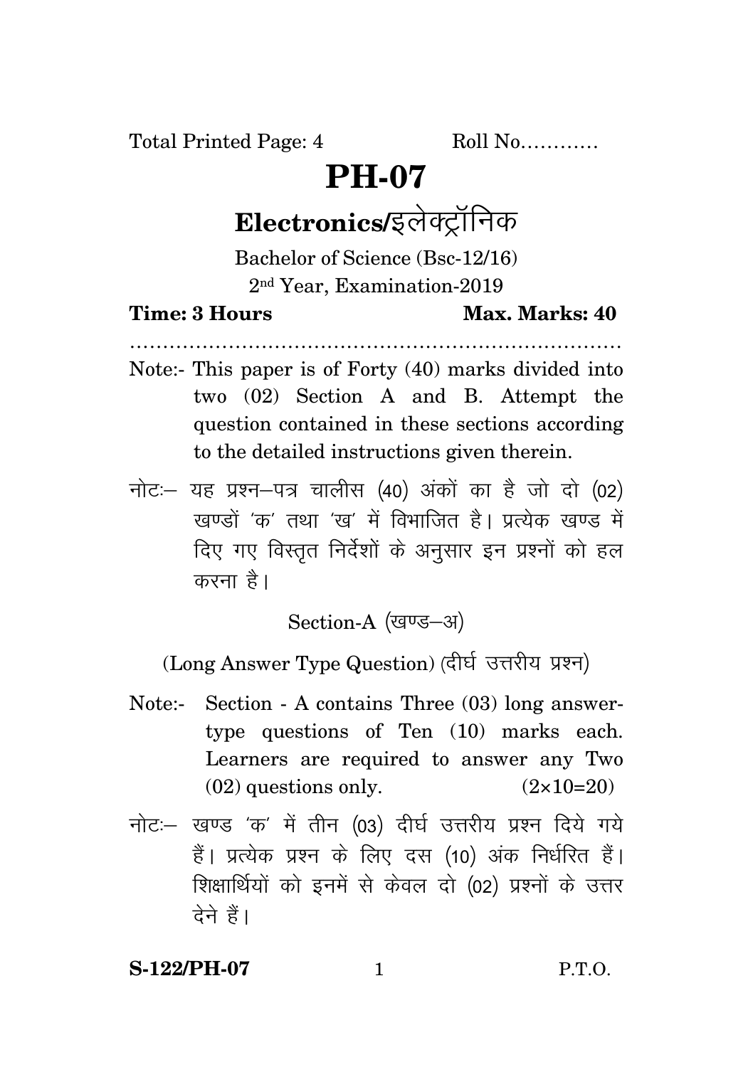Total Printed Page: 4 Roll No…………

# PH-07

## Electronics/इलेक्ट्रॉनिक

Bachelor of Science (Bsc-12/16)

2nd Year, Examination-2019

**Time: 3 Hours** **Max. Marks: 40**

…………………………………………………………………

Note:- This paper is of Forty (40) marks divided into two (02) Section A and B. Attempt the question contained in these sections according to the detailed instructions given therein.

नोटः– यह प्रश्न–पत्र चालीस (40) अंकों का है जो दो (02) खण्डों 'क' तथा 'ख' में विभाजित है। प्रत्येक खण्ड में दिए गए विस्तृत निर्देशों के अनुसार इन प्रश्नों को हल करना है।

Section-A (खण्ड–अ)

(Long Answer Type Question) (दीर्घ उत्तरीय प्रश्न)

Note:- Section - A contains Three (03) long answer-type questions of Ten (10) marks each. Learners are required to answer any Two (02) questions only. (2×10=20)

नोटः– खण्ड 'क' में तीन (03) दीर्घ उत्तरीय प्रश्न दिये गये हैं। प्रत्येक प्रश्न के लिए दस (10) अंक निर्धारित हैं। शिक्षार्थियों को इनमें से केवल दो (02) प्रश्नों के उत्तर देने हैं।

**S-122/PH-07** P.T.O.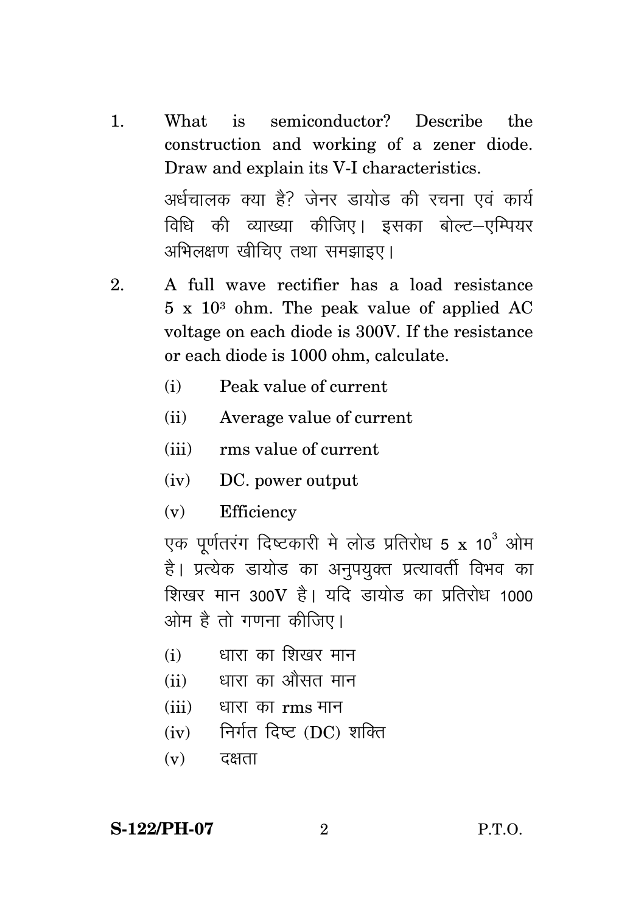1. What is semiconductor? Describe the construction and working of a zener diode. Draw and explain its V-I characteristics.

   अर्धचालक क्या है? जेनर डायोड की रचना एवं कार्य विधि की व्याख्या कीजिए। इसका बोल्ट–एम्पियर अभिलक्षण खीचिए तथा समझाइए।

2. A full wave rectifier has a load resistance $5 \times 10^3$ ohm. The peak value of applied AC voltage on each diode is 300V. If the resistance or each diode is 1000 ohm, calculate.

   (i) Peak value of current

   (ii) Average value of current

   (iii) rms value of current

   (iv) DC. power output

   (v) Efficiency

   एक पूर्णतरंग दिष्टकारी मे लोड प्रतिरोध $5 \times 10^3$ ओम है। प्रत्येक डायोड का अनुपयुक्त प्रत्यावर्ती विभव का शिखर मान 300V है। यदि डायोड का प्रतिरोध 1000 ओम है तो गणना कीजिए।

   (i) धारा का शिखर मान

   (ii) धारा का औसत मान

   (iii) धारा का rms मान

   (iv) निर्गत दिष्ट (DC) शक्ति

   (v) दक्षता

S-122/PH-07

P.T.O.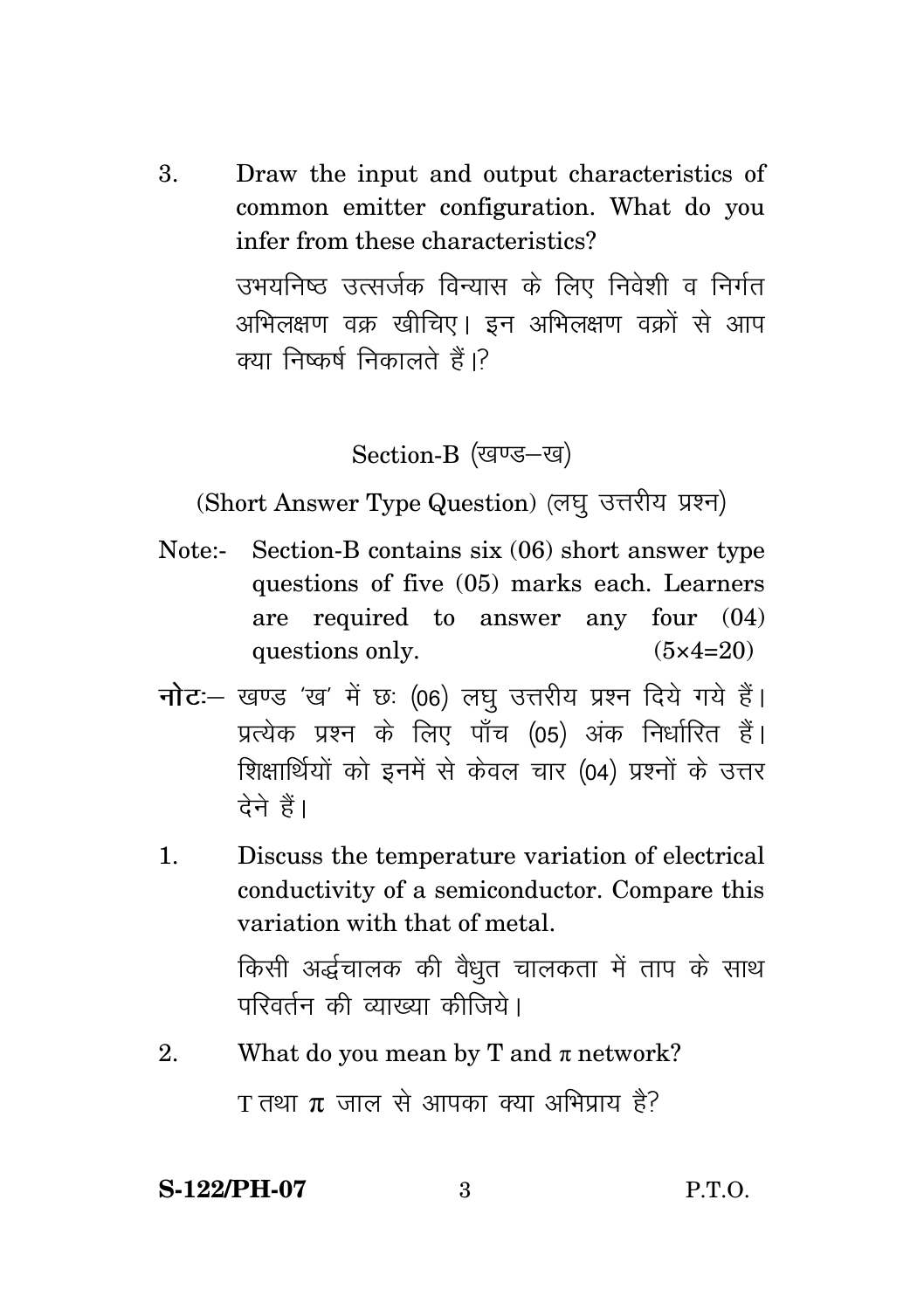3. Draw the input and output characteristics of common emitter configuration. What do you infer from these characteristics?

   उभयनिष्ठ उत्सर्जक विन्यास के लिए निवेशी व निर्गत अभिलक्षण वक्र खीचिए। इन अभिलक्षण वक्रों से आप क्या निष्कर्ष निकालते हैं।?

## Section-B (खण्ड–ख)

(Short Answer Type Question) (लघु उत्तरीय प्रश्न)

Note:- Section-B contains six (06) short answer type questions of five (05) marks each. Learners are required to answer any four (04) questions only. (5×4=20)

**नोटः**– खण्ड 'ख' में छः (06) लघु उत्तरीय प्रश्न दिये गये हैं। प्रत्येक प्रश्न के लिए पाँच (05) अंक निर्धारित हैं। शिक्षार्थियों को इनमें से केवल चार (04) प्रश्नों के उत्तर देने हैं।

1. Discuss the temperature variation of electrical conductivity of a semiconductor. Compare this variation with that of metal.

   किसी अर्द्धचालक की वैधुत चालकता में ताप के साथ परिवर्तन की व्याख्या कीजिये।

2. What do you mean by T and $\pi$ network?

   T तथा $\pi$ जाल से आपका क्या अभिप्राय है?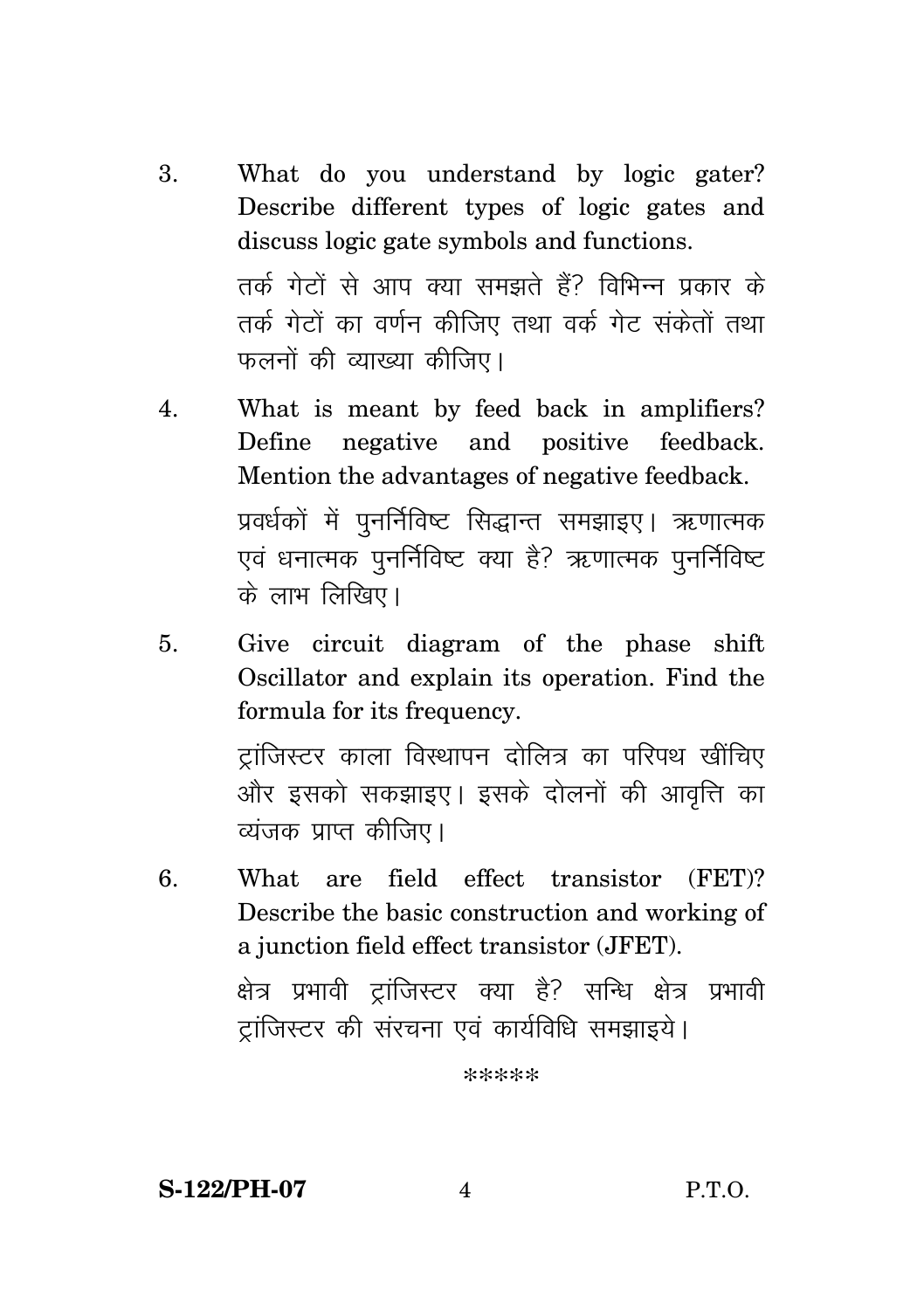3. What do you understand by logic gater? Describe different types of logic gates and discuss logic gate symbols and functions.

   तर्क गेटों से आप क्या समझते हैं? विभिन्न प्रकार के तर्क गेटों का वर्णन कीजिए तथा वर्क गेट संकेतों तथा फलनों की व्याख्या कीजिए।

4. What is meant by feed back in amplifiers? Define negative and positive feedback. Mention the advantages of negative feedback.

   प्रवर्धकों में पुनर्निविष्ट सिद्धान्त समझाइए। ऋणात्मक एवं धनात्मक पुनर्निविष्ट क्या है? ऋणात्मक पुनर्निविष्ट के लाभ लिखिए।

5. Give circuit diagram of the phase shift Oscillator and explain its operation. Find the formula for its frequency.

   ट्रांजिस्टर काला विस्थापन दोलित्र का परिपथ खींचिए और इसको सकझाइए। इसके दोलनों की आवृत्ति का व्यंजक प्राप्त कीजिए।

6. What are field effect transistor (FET)? Describe the basic construction and working of a junction field effect transistor (JFET).

   क्षेत्र प्रभावी ट्रांजिस्टर क्या है? सन्धि क्षेत्र प्रभावी ट्रांजिस्टर की संरचना एवं कार्यविधि समझाइये।

*****